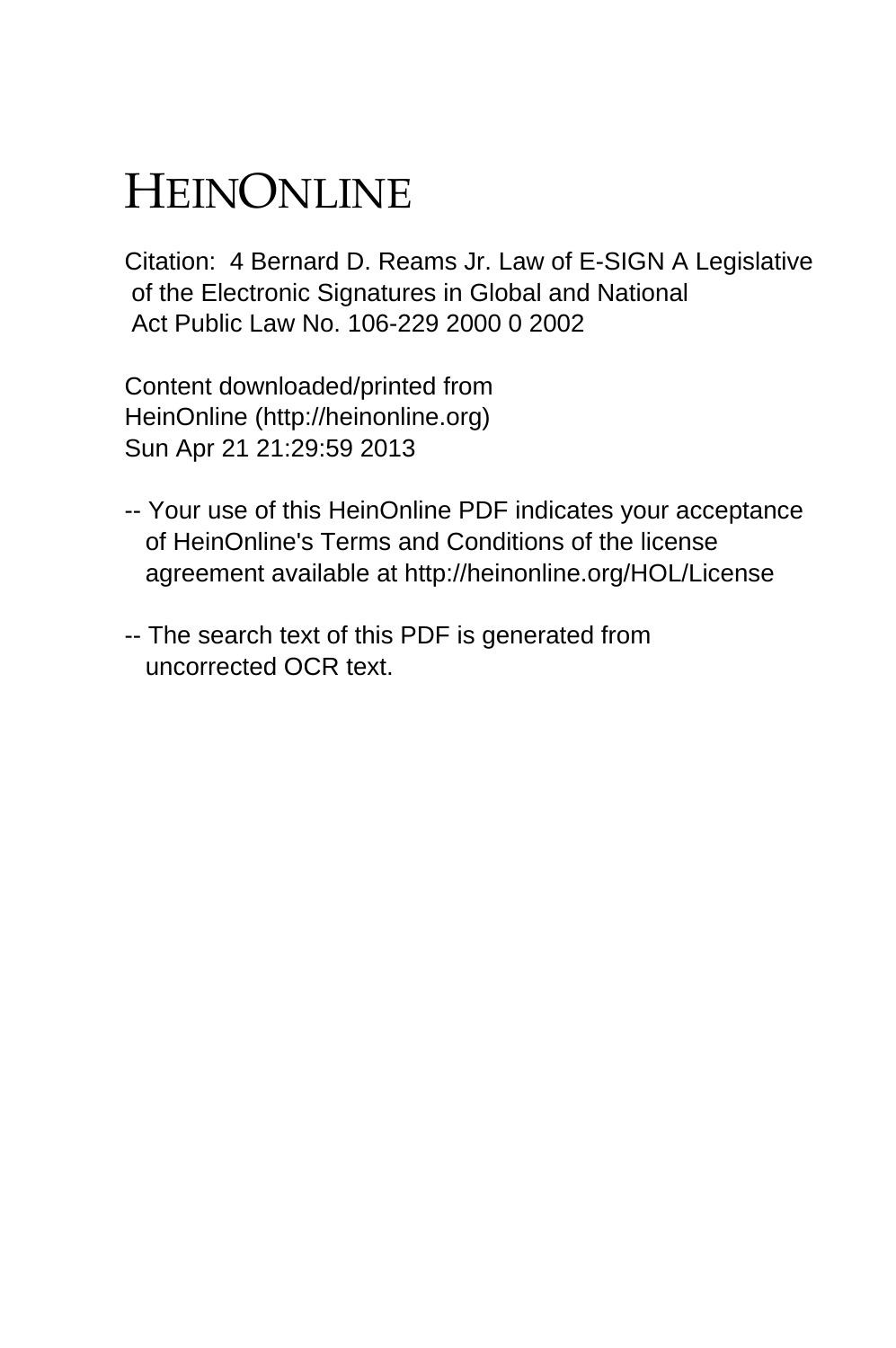# HEINONLINE

Citation: 4 Bernard D. Reams Jr. Law of E-SIGN A Legislative of the Electronic Signatures in Global and National Act Public Law No. 106-229 2000 0 2002

Content downloaded/printed from HeinOnline (http://heinonline.org) Sun Apr 21 21:29:59 2013

-- Your use of this HeinOnline PDF indicates your acceptance of HeinOnline's Terms and Conditions of the license agreement available at http://heinonline.org/HOL/License

-- The search text of this PDF is generated from uncorrected OCR text.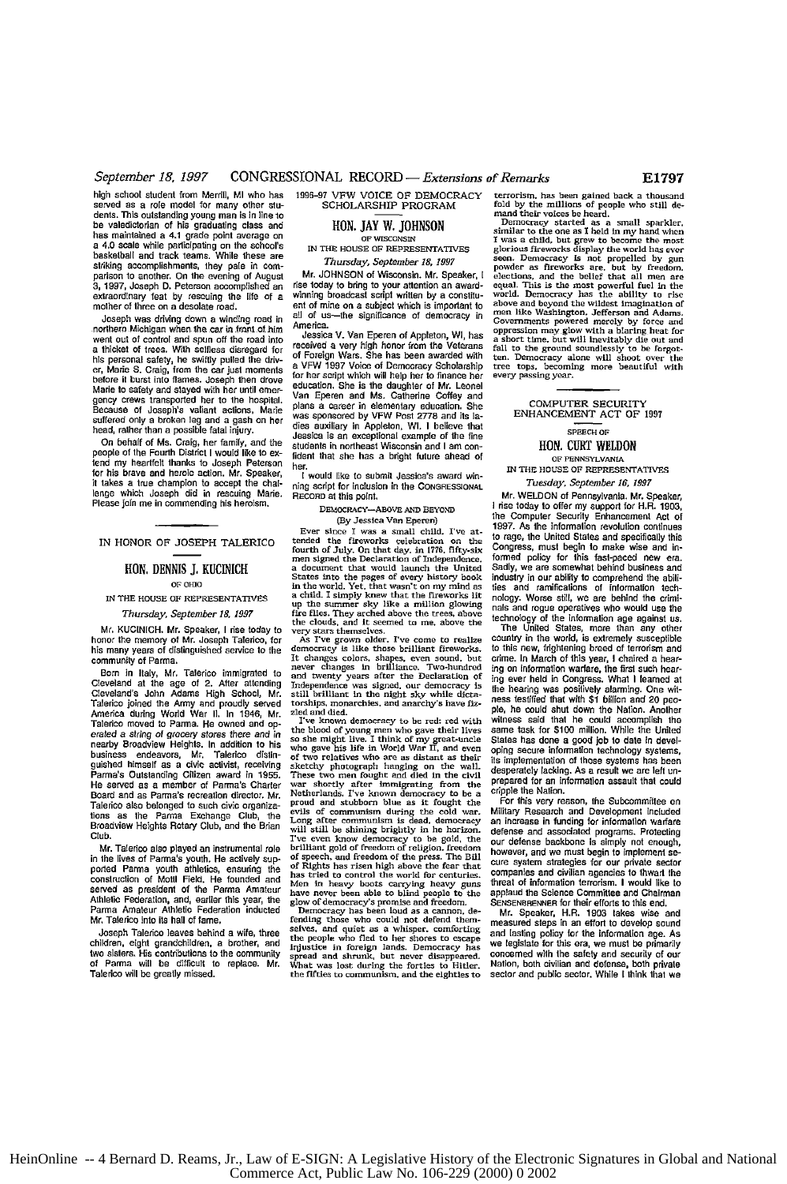high school student from Merrill, MI who has served as a role model for many other students. This outstanding young man is in line to be valedictorian of his graduating class and has maintained a 4.1 grade point average on a 4.0 scale while participating on the school's basketball and track teams. While these are striking accomplishments, they pale in comparison to another. On the evening of August 3, 1997, Joseph D. Peterson accomplished an extraordinary feat by rescuing the life of a mother of three on a desolate road.

Joseph was driving down a winding road in northern Michigan when the car in front of him went out of control and spun off the road into a thicket of trees. With selfless disregard for his personal safety, he swiftly pulled the driver, Marie S. Craig, from the car just moments before it burst into flames. Joseph then drove Marie to safety and stayed with her until emergency crews transported her to the hospital. Because of Joseph's valiant actions, Marie suffered only a broken leg and a gash on her head, rather than a possible fatal injury.

On behalf of Ms. Craig, her family, and the people of the Fourth District I would like to extend my heartfelt thanks to Joseph Peterson for his brave and heroic action. Mr. Speaker, it takes a true champion to accept the challenge which Joseph did in rescuing Marie. Please join me in commending his heroism.

---

## IN HONOR OF JOSEPH TALERICO

### HON. DENNIS J. KUCINICH

OF OHIO

IN THE HOUSE OF REPRESENTATIVES

*Thursday, September 18, 1997*

Mr. KUCINICH. Mr. Speaker, I rise today to honor the memory of Mr. Joseph Talerico, for his many years of distinguished service to the community of Parma.

Born in Italy, Mr. Talerico immigrated to Cleveland at the age of 2. After attending Cleveland's John Adams High School, Mr. Talerico joined the Army and proudly served America during World War II. In 1946, Mr. Talerico moved to Parma. He owned and operated a string of grocery stores there and in nearby Broadview Heights. In addition to his business endeavors, Mr. Talerico distinguished himself as a civic activist, receiving Parma's Outstanding Citizen award in 1955. He served as a member of Parma's Charter Board and as Parma's recreation director. Mr. Talerico also belonged to such civic organizations as the Parma Exchange Club, the Broadview Heights Rotary Club, and the Brian Club.

Mr. Talerico also played an instrumental role in the lives of Parma's youth. He actively supported Parma youth athletics, ensuring the construction of Motil Field. He founded and served as president of the Parma Amateur Athletic Federation, and, earlier this year, the Parma Amateur Athletic Federation inducted Mr. Talerico into its hall of fame.

Joseph Talerico leaves behind a wife, three children, eight grandchildren, a brother, and two sisters. His contributions to the community of Parma will be difficult to replace. Mr. Talerico will be greatly missed.

---

## 1996–97 VFW VOICE OF DEMOCRACY SCHOLARSHIP PROGRAM

### HON. JAY W. JOHNSON

OF WISCONSIN

IN THE HOUSE OF REPRESENTATIVES

*Thursday, September 18, 1997*

Mr. JOHNSON of Wisconsin. Mr. Speaker, I rise today to bring to your attention an award-winning broadcast script written by a constituent of mine on a subject which is important to all of us—the significance of democracy in America.

Jessica V. Van Eperen of Appleton, WI, has received a very high honor from the Veterans of Foreign Wars. She has been awarded with a VFW 1997 Voice of Democracy Scholarship for her script which will help her to finance her education. She is the daughter of Mr. Leonel Van Eperen and Ms. Catherine Coffey and plans a career in elementary education. She was sponsored by VFW Post 2778 and its ladies auxiliary in Appleton, WI. I believe that Jessica is an exceptional example of the fine students in northeast Wisconsin and I am confident that she has a bright future ahead of her.

I would like to submit Jessica's award winning script for inclusion in the CONGRESSIONAL RECORD at this point.

DEMOCRACY—ABOVE AND BEYOND

(By Jessica Van Eperen)

Ever since I was a small child, I've attended the fireworks celebration on the fourth of July. On that day, in 1776, fifty-six men signed the Declaration of Independence, a document that would launch the United States into the pages of every history book in the world. Yet, that wasn't on my mind as a child. I simply knew that the fireworks lit up the summer sky like a million glowing fire flies. They arched above the trees, above the clouds, and it seemed to me, above the very stars themselves.

As I've grown older, I've come to realize democracy is like those brilliant fireworks. It changes colors, shapes, even sound, but never changes in brilliance. Two-hundred and twenty years after the Declaration of Independence was signed, our democracy is still brilliant in the night sky while dictatorships, monarchies, and anarchy's have fizzled and died.

I've known democracy to be red: red with the blood of young men who gave their lives so she might live. I think of my great-uncle who gave his life in World War II, and even of two relatives who are as distant as their sketchy photograph hanging on the wall. These two men fought and died in the civil war shortly after immigrating from the Netherlands. I've known democracy to be a proud and stubborn blue as it fought the evils of communism during the cold war. Long after communism is dead, democracy will still be shining brightly in he horizon. I've even know democracy to be gold, the brilliant gold of freedom of religion, freedom of speech, and freedom of the press. The Bill of Rights has risen high above the fear that has tried to control the world for centuries. Men in heavy boots carrying heavy guns have never been able to blind people to the glow of democracy's promise and freedom.

Democracy has been loud as a cannon, defending those who could not defend themselves, and quiet as a whisper, comforting the people who fled to her shores to escape injustice in foreign lands. Democracy has spread and shrunk, but never disappeared. What was lost during the forties to Hitler, the fifties to communism, and the eighties to terrorism, has been gained back a thousand fold by the millions of people who still demand their voices be heard.

Democracy started as a small sparkler, similar to the one as I held in my hand when I was a child, but grew to become the most glorious fireworks display the world has ever seen. Democracy is not propelled by gun powder as fireworks are, but by freedom, elections, and the belief that all men are equal. This is the most powerful fuel in the world. Democracy has the ability to rise above and beyond the wildest imagination of men like Washington, Jefferson and Adams. Governments powered merely by force and oppression may glow with a blaring heat for a short time, but will inevitably die out and fall to the ground soundlessly to be forgotten. Democracy alone will shoot over the tree tops, becoming more beautiful with every passing year.

---

## COMPUTER SECURITY ENHANCEMENT ACT OF 1997

SPEECH OF

### HON. CURT WELDON

OF PENNSYLVANIA

IN THE HOUSE OF REPRESENTATIVES

*Tuesday, September 16, 1997*

Mr. WELDON of Pennsylvania. Mr. Speaker, I rise today to offer my support for H.R. 1903, the Computer Security Enhancement Act of 1997. As the information revolution continues to rage, the United States and specifically this Congress, must begin to make wise and informed policy for this fast-paced new era. Sadly, we are somewhat behind business and industry in our ability to comprehend the abilities and ramifications of information technology. Worse still, we are behind the criminals and rogue operatives who would use the technology of the information age against us.

The United States, more than any other country in the world, is extremely susceptible to this new, frightening breed of terrorism and crime. In March of this year, I chaired a hearing on information warfare, the first such hearing ever held in Congress. What I learned at the hearing was positively alarming. One witness testified that with $1 billion and 20 people, he could shut down the Nation. Another witness said that he could accomplish the same task for $100 million. While the United States has done a good job to date in developing secure information technology systems, its implementation of those systems has been desperately lacking. As a result we are left unprepared for an information assault that could cripple the Nation.

For this very reason, the Subcommittee on Military Research and Development included an increase in funding for information warfare defense and associated programs. Protecting our defense backbone is simply not enough, however, and we must begin to implement secure system strategies for our private sector companies and civilian agencies to thwart the threat of information terrorism. I would like to applaud the Science Committee and Chairman SENSENBRENNER for their efforts to this end.

Mr. Speaker, H.R. 1903 takes wise and measured steps in an effort to develop sound and lasting policy for the information age. As we legislate for this era, we must be primarily concerned with the safety and security of our Nation, both civilian and defense, both private sector and public sector. While I think that we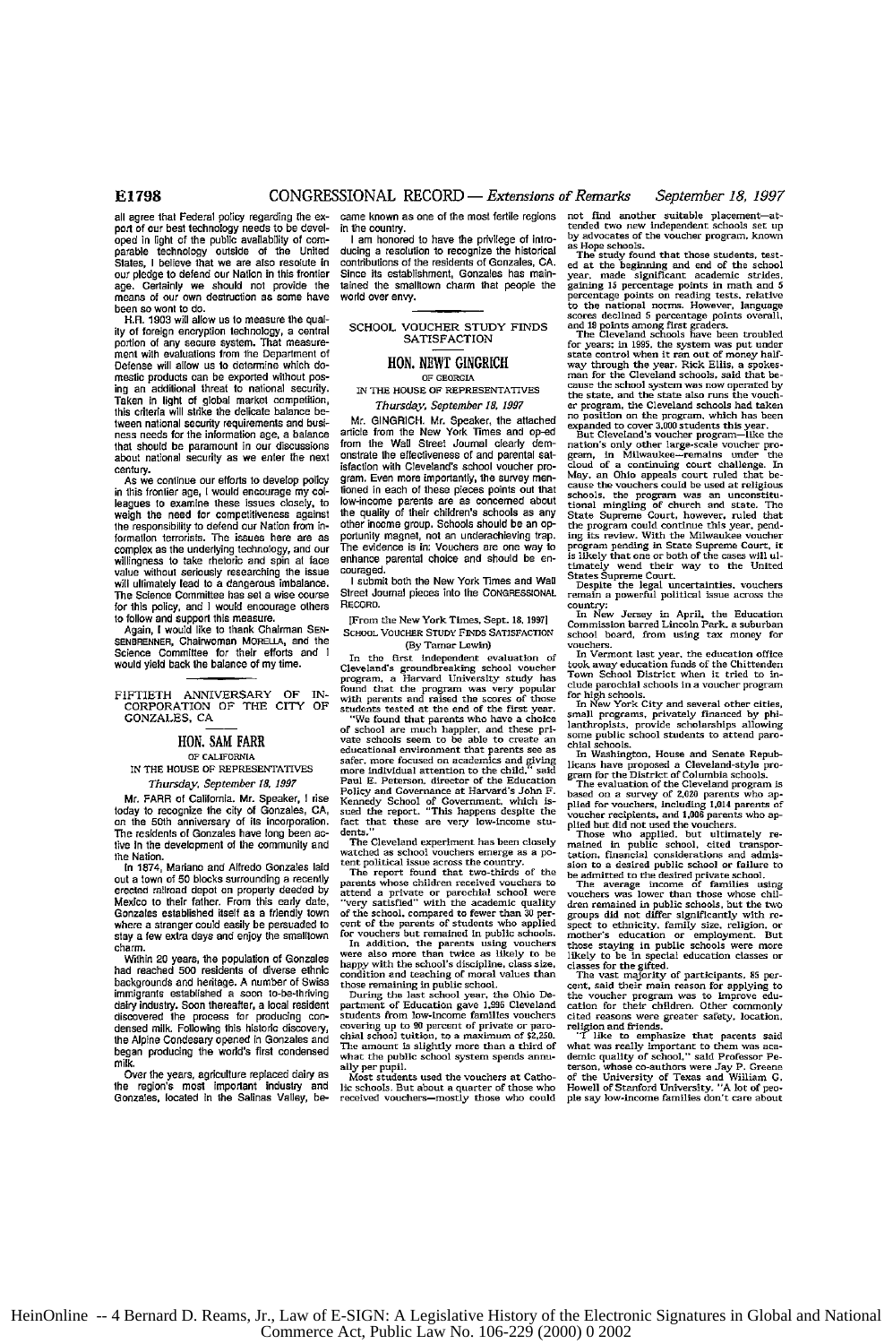all agree that Federal policy regarding the export of our best technology needs to be developed in light of the public availability of comparable technology outside of the United States, I believe that we are also resolute in our pledge to defend our Nation in this frontier age. Certainly we should not provide the means of our own destruction as some have been so wont to do.

H.R. 1903 will allow us to measure the quality of foreign encryption technology, a central portion of any secure system. That measurement with evaluations from the Department of Defense will allow us to determine which domestic products can be exported without posing an additional threat to national security. Taken in light of global market competition, this criteria will strike the delicate balance between national security requirements and business needs for the information age, a balance that should be paramount in our discussions about national security as we enter the next century.

As we continue our efforts to develop policy in this frontier age, I would encourage my colleagues to examine these issues closely, to weigh the need for competitiveness against the responsibility to defend our Nation from information terrorists. The issues here are as complex as the underlying technology, and our willingness to take rhetoric and spin at face value without seriously researching the issue will ultimately lead to a dangerous imbalance. The Science Committee has set a wise course for this policy, and I would encourage others to follow and support this measure.

Again, I would like to thank Chairman SENSENBRENNER, Chairwoman MORELLA, and the Science Committee for their efforts and I would yield back the balance of my time.

---

## FIFTIETH ANNIVERSARY OF INCORPORATION OF THE CITY OF GONZALES, CA

### HON. SAM FARR

OF CALIFORNIA

IN THE HOUSE OF REPRESENTATIVES

*Thursday, September 18, 1997*

Mr. FARR of California. Mr. Speaker, I rise today to recognize the city of Gonzales, CA, on the 50th anniversary of its incorporation. The residents of Gonzales have long been active in the development of the community and the Nation.

In 1874, Mariano and Alfredo Gonzales laid out a town of 50 blocks surrounding a recently erected railroad depot on property deeded by Mexico to their father. From this early date, Gonzales established itself as a friendly town where a stranger could easily be persuaded to stay a few extra days and enjoy the smalltown charm.

Within 20 years, the population of Gonzales had reached 500 residents of diverse ethnic backgrounds and heritage. A number of Swiss immigrants established a soon to-be-thriving dairy industry. Soon thereafter, a local resident discovered the process for producing condensed milk. Following this historic discovery, the Alpine Condesary opened in Gonzales and began producing the world's first condensed milk.

Over the years, agriculture replaced dairy as the region's most important industry and Gonzales, located in the Salinas Valley, became known as one of the most fertile regions in the country.

I am honored to have the privilege of introducing a resolution to recognize the historical contributions of the residents of Gonzales, CA. Since its establishment, Gonzales has maintained the smalltown charm that people the world over envy.

---

## SCHOOL VOUCHER STUDY FINDS SATISFACTION

### HON. NEWT GINGRICH

OF GEORGIA

IN THE HOUSE OF REPRESENTATIVES

*Thursday, September 18, 1997*

Mr. GINGRICH. Mr. Speaker, the attached article from the New York Times and op-ed from the Wall Street Journal clearly demonstrate the effectiveness of and parental satisfaction with Cleveland's school voucher program. Even more importantly, the survey mentioned in each of these pieces points out that low-income parents are as concerned about the quality of their children's schools as any other income group. Schools should be an opportunity magnet, not an underachieving trap. The evidence is in: Vouchers are one way to enhance parental choice and should be encouraged.

I submit both the New York Times and Wall Street Journal pieces into the CONGRESSIONAL RECORD.

[From the New York Times, Sept. 18, 1997]

SCHOOL VOUCHER STUDY FINDS SATISFACTION

(By Tamar Lewin)

In the first independent evaluation of Cleveland's groundbreaking school voucher program, a Harvard University study has found that the program was very popular with parents and raised the scores of those students tested at the end of the first year.

"We found that parents who have a choice of school are much happier, and these private schools seem to be able to create an educational environment that parents see as safer, more focused on academics and giving more individual attention to the child," said Paul E. Peterson, director of the Education Policy and Governance at Harvard's John F. Kennedy School of Government, which issued the report. "This happens despite the fact that these are very low-income students."

The Cleveland experiment has been closely watched as school vouchers emerge as a potent political issue across the country.

The report found that two-thirds of the parents whose children received vouchers to attend a private or parochial school were "very satisfied" with the academic quality of the school, compared to fewer than 30 percent of the parents of students who applied for vouchers but remained in public schools.

In addition, the parents using vouchers were also more than twice as likely to be happy with the school's discipline, class size, condition and teaching of moral values than those remaining in public school.

During the last school year, the Ohio Department of Education gave 1,996 Cleveland students from low-income families vouchers covering up to 90 percent of private or parochial school tuition, to a maximum of $2,250. The amount is slightly more than a third of what the public school system spends annually per pupil.

Most students used the vouchers at Catholic schools. But about a quarter of those who received vouchers—mostly those who could not find another suitable placement—attended two new independent schools set up by advocates of the voucher program, known as Hope schools.

The study found that those students, tested at the beginning and end of the school year, made significant academic strides, gaining 15 percentage points in math and 5 percentage points on reading tests, relative to the national norms. However, language scores declined 5 percentage points overall, and 19 points among first graders.

The Cleveland schools have been troubled for years; in 1995, the system was put under state control when it ran out of money halfway through the year. Rick Ellis, a spokesman for the Cleveland schools, said that because the school system was now operated by the state, and the state also runs the voucher program, the Cleveland schools had taken no position on the program, which has been expanded to cover 3,000 students this year.

But Cleveland's voucher program—like the nation's only other large-scale voucher program, in Milwaukee—remains under the cloud of a continuing court challenge. In May, an Ohio appeals court ruled that because the vouchers could be used at religious schools, the program was an unconstitutional mingling of church and state. The State Supreme Court, however, ruled that the program could continue this year, pending its review. With the Milwaukee voucher program pending in State Supreme Court, it is likely that one or both of the cases will ultimately wend their way to the United States Supreme Court.

Despite the legal uncertainties, vouchers remain a powerful political issue across the country:

In New Jersey in April, the Education Commission barred Lincoln Park, a suburban school board, from using tax money for vouchers.

In Vermont last year, the education office took away education funds of the Chittenden Town School District when it tried to include parochial schools in a voucher program for high schools.

In New York City and several other cities, small programs, privately financed by philanthropists, provide scholarships allowing some public school students to attend parochial schools.

In Washington, House and Senate Republicans have proposed a Cleveland-style program for the District of Columbia schools.

The evaluation of the Cleveland program is based on a survey of 2,020 parents who applied for vouchers, including 1,014 parents of voucher recipients, and 1,006 parents who applied but did not used the vouchers.

Those who applied, but ultimately remained in public school, cited transportation, financial considerations and admission to a desired public school or failure to be admitted to the desired private school.

The average income of families using vouchers was lower than those whose children remained in public schools, but the two groups did not differ significantly with respect to ethnicity, family size, religion, or mother's education or employment. But those staying in public schools were more likely to be in special education classes or classes for the gifted.

The vast majority of participants, 85 percent, said their main reason for applying to the voucher program was to improve education for their children. Other commonly cited reasons were greater safety, location, religion and friends.

"I like to emphasize that parents said what was really important to them was academic quality of school," said Professor Peterson, whose co-authors were Jay P. Greene of the University of Texas and William G. Howell of Stanford University. "A lot of people say low-income families don't care about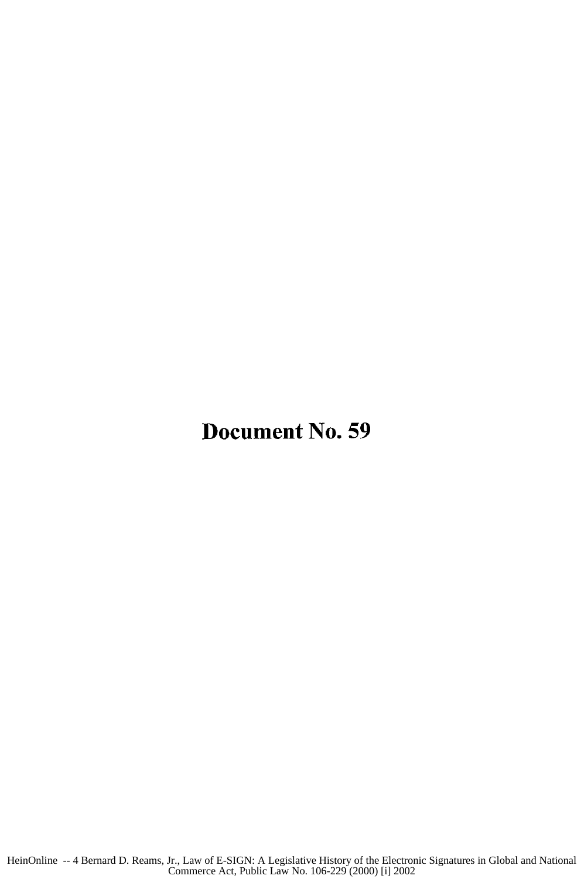# Document No. 59